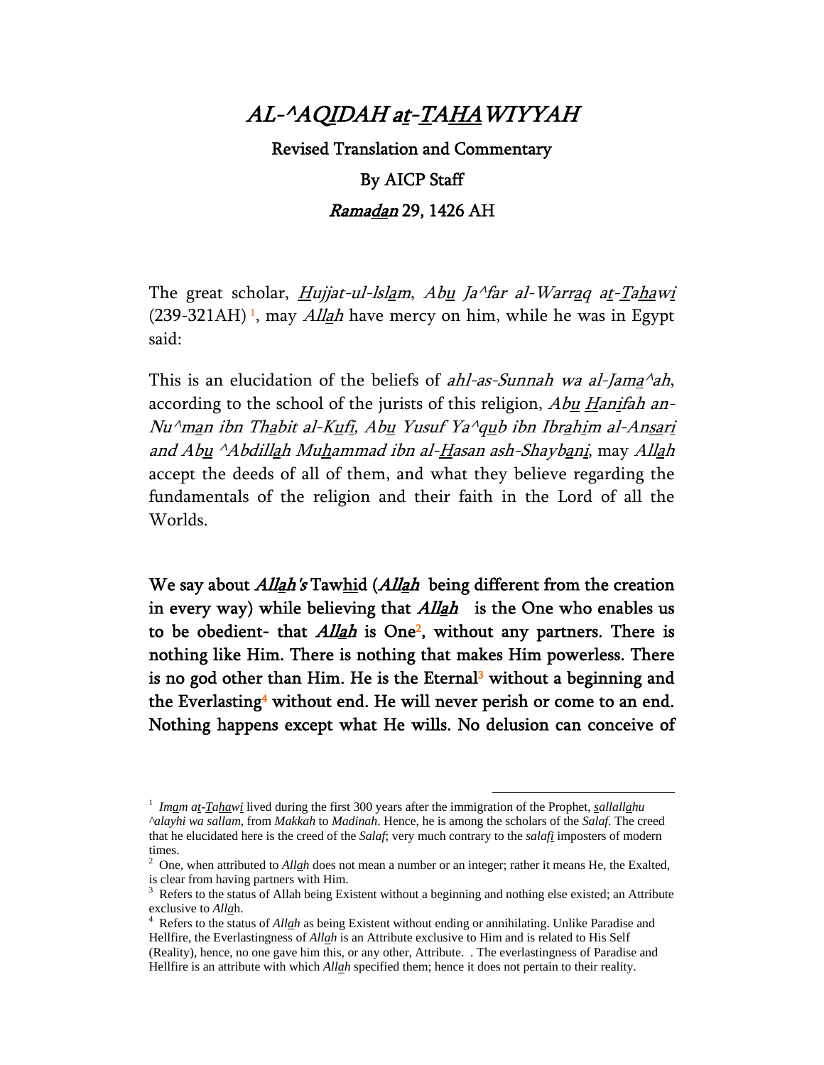# *AL-^AQIDAH at-TAHAWIYYAH*

**Revised Translation and Commentary**

**By AICP Staff**

***Ramadan* 29, 1426 AH**

The great scholar, *Hujjat-ul-Islam*, *Abu Ja^far al-Warraq at-Tahawi* (239-321AH) [1], may *Allah* have mercy on him, while he was in Egypt said:

This is an elucidation of the beliefs of *ahl-as-Sunnah wa al-Jama^ah*, according to the school of the jurists of this religion, *Abu Hanifah an-Nu^man ibn Thabit al-Kufi, Abu Yusuf Ya^qub ibn Ibrahim al-Ansari and Abu ^Abdillah Muhammad ibn al-Hasan ash-Shaybani*, may *Allah* accept the deeds of all of them, and what they believe regarding the fundamentals of the religion and their faith in the Lord of all the Worlds.

**We say about *Allah's* Tawhid (*Allah* being different from the creation in every way) while believing that *Allah* is the One who enables us to be obedient- that *Allah* is One[2], without any partners. There is nothing like Him. There is nothing that makes Him powerless. There is no god other than Him. He is the Eternal[3] without a beginning and the Everlasting[4] without end. He will never perish or come to an end. Nothing happens except what He wills. No delusion can conceive of**

---

[1] *Imam at-Tahawi* lived during the first 300 years after the immigration of the Prophet, *sallallahu ^alayhi wa sallam*, from *Makkah* to *Madinah*. Hence, he is among the scholars of the *Salaf*. The creed that he elucidated here is the creed of the *Salaf*; very much contrary to the *salafi* imposters of modern times.

[2] One, when attributed to *Allah* does not mean a number or an integer; rather it means He, the Exalted, is clear from having partners with Him.

[3] Refers to the status of Allah being Existent without a beginning and nothing else existed; an Attribute exclusive to *Allah*.

[4] Refers to the status of *Allah* as being Existent without ending or annihilating. Unlike Paradise and Hellfire, the Everlastingness of *Allah* is an Attribute exclusive to Him and is related to His Self (Reality), hence, no one gave him this, or any other, Attribute. . The everlastingness of Paradise and Hellfire is an attribute with which *Allah* specified them; hence it does not pertain to their reality.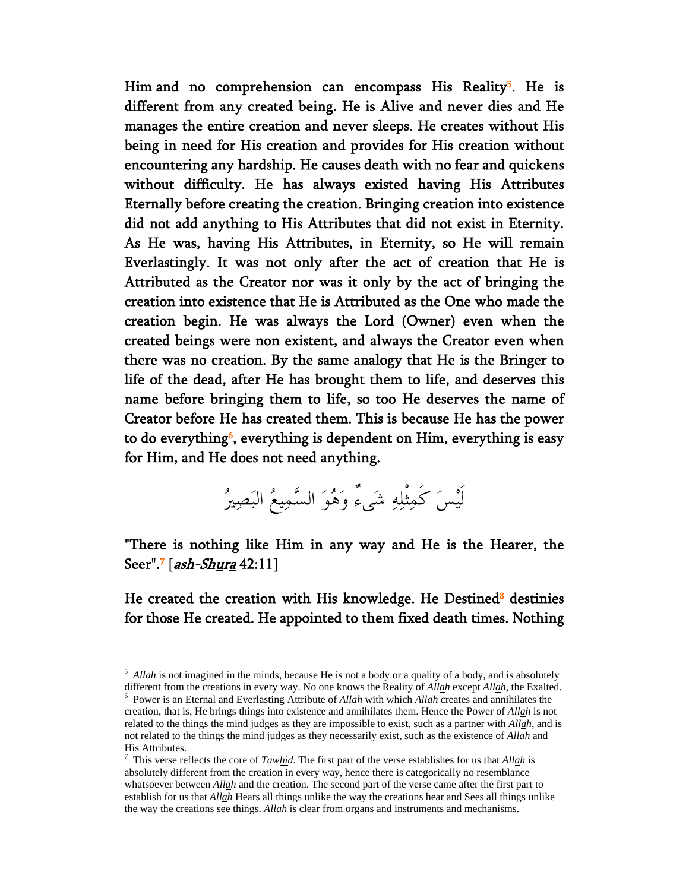Him and no comprehension can encompass His Reality[5]. He is different from any created being. He is Alive and never dies and He manages the entire creation and never sleeps. He creates without His being in need for His creation and provides for His creation without encountering any hardship. He causes death with no fear and quickens without difficulty. He has always existed having His Attributes Eternally before creating the creation. Bringing creation into existence did not add anything to His Attributes that did not exist in Eternity. As He was, having His Attributes, in Eternity, so He will remain Everlastingly. It was not only after the act of creation that He is Attributed as the Creator nor was it only by the act of bringing the creation into existence that He is Attributed as the One who made the creation begin. He was always the Lord (Owner) even when the created beings were non existent, and always the Creator even when there was no creation. By the same analogy that He is the Bringer to life of the dead, after He has brought them to life, and deserves this name before bringing them to life, so too He deserves the name of Creator before He has created them. This is because He has the power to do everything[6], everything is dependent on Him, everything is easy for Him, and He does not need anything.

لَيْسَ كَمِثْلِهِ شَيءٌ وَهُوَ السَّمِيعُ البَصِيرُ

"There is nothing like Him in any way and He is the Hearer, the Seer".[7] [*ash-Shura* 42:11]

He created the creation with His knowledge. He Destined[8] destinies for those He created. He appointed to them fixed death times. Nothing

---

[5] *Allah* is not imagined in the minds, because He is not a body or a quality of a body, and is absolutely different from the creations in every way. No one knows the Reality of *Allah* except *Allah*, the Exalted.

[6] Power is an Eternal and Everlasting Attribute of *Allah* with which *Allah* creates and annihilates the creation, that is, He brings things into existence and annihilates them. Hence the Power of *Allah* is not related to the things the mind judges as they are impossible to exist, such as a partner with *Allah*, and is not related to the things the mind judges as they necessarily exist, such as the existence of *Allah* and His Attributes.

[7] This verse reflects the core of *Tawhid*. The first part of the verse establishes for us that *Allah* is absolutely different from the creation in every way, hence there is categorically no resemblance whatsoever between *Allah* and the creation. The second part of the verse came after the first part to establish for us that *Allah* Hears all things unlike the way the creations hear and Sees all things unlike the way the creations see things. *Allah* is clear from organs and instruments and mechanisms.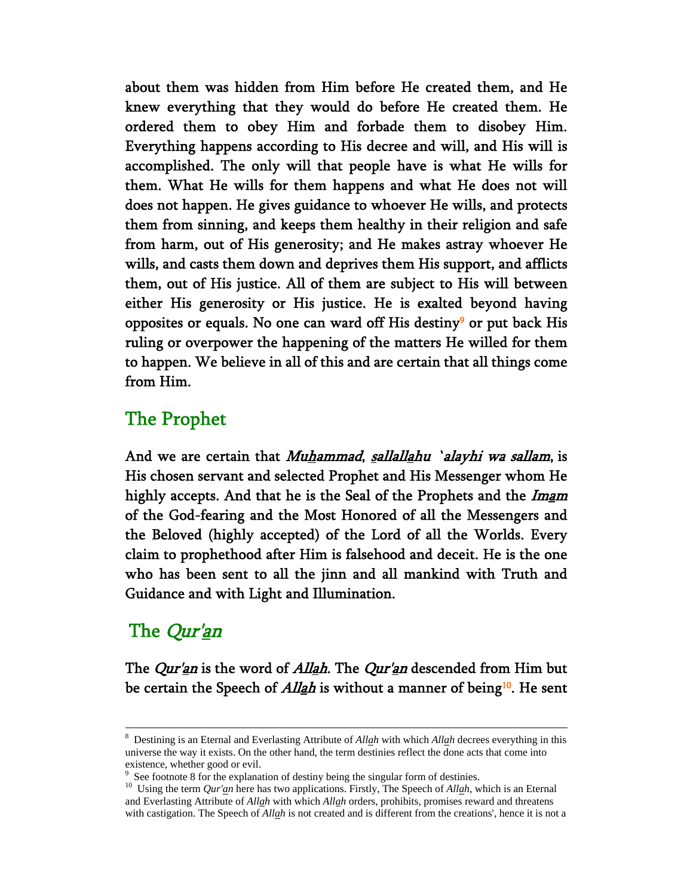about them was hidden from Him before He created them, and He knew everything that they would do before He created them. He ordered them to obey Him and forbade them to disobey Him. Everything happens according to His decree and will, and His will is accomplished. The only will that people have is what He wills for them. What He wills for them happens and what He does not will does not happen. He gives guidance to whoever He wills, and protects them from sinning, and keeps them healthy in their religion and safe from harm, out of His generosity; and He makes astray whoever He wills, and casts them down and deprives them His support, and afflicts them, out of His justice. All of them are subject to His will between either His generosity or His justice. He is exalted beyond having opposites or equals. No one can ward off His destiny[9] or put back His ruling or overpower the happening of the matters He willed for them to happen. We believe in all of this and are certain that all things come from Him.

## The Prophet

And we are certain that *Muhammad*, *sallallahu 'alayhi wa sallam*, is His chosen servant and selected Prophet and His Messenger whom He highly accepts. And that he is the Seal of the Prophets and the *Imam* of the God-fearing and the Most Honored of all the Messengers and the Beloved (highly accepted) of the Lord of all the Worlds. Every claim to prophethood after Him is falsehood and deceit. He is the one who has been sent to all the jinn and all mankind with Truth and Guidance and with Light and Illumination.

## The *Qur'an*

The *Qur'an* is the word of *Allah*. The *Qur'an* descended from Him but be certain the Speech of *Allah* is without a manner of being[10]. He sent

---

[8] Destining is an Eternal and Everlasting Attribute of *Allah* with which *Allah* decrees everything in this universe the way it exists. On the other hand, the term destinies reflect the done acts that come into existence, whether good or evil.

[9] See footnote 8 for the explanation of destiny being the singular form of destinies.

[10] Using the term *Qur'an* here has two applications. Firstly, The Speech of *Allah*, which is an Eternal and Everlasting Attribute of *Allah* with which *Allah* orders, prohibits, promises reward and threatens with castigation. The Speech of *Allah* is not created and is different from the creations', hence it is not a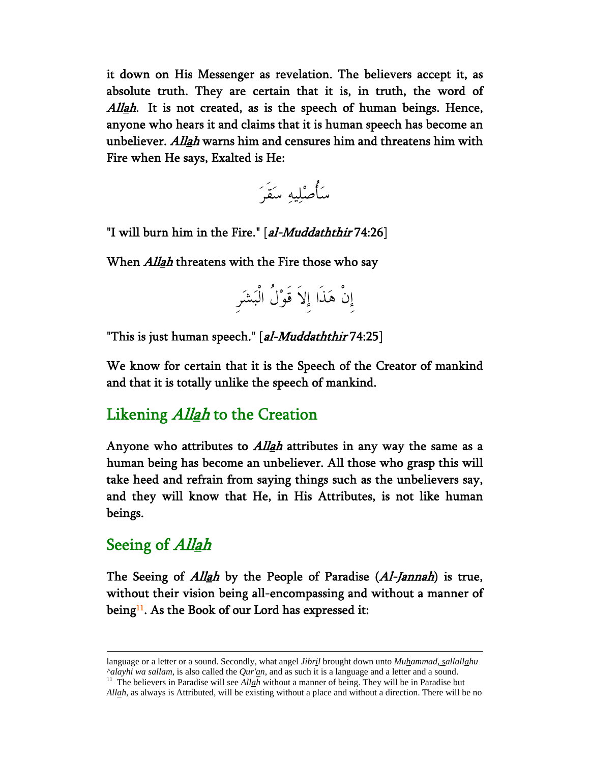it down on His Messenger as revelation. The believers accept it, as absolute truth. They are certain that it is, in truth, the word of *Allah*. It is not created, as is the speech of human beings. Hence, anyone who hears it and claims that it is human speech has become an unbeliever. *Allah* warns him and censures him and threatens him with Fire when He says, Exalted is He:

سَأُصْلِيهِ سَقَرَ

"I will burn him in the Fire." [*al-Muddaththir* 74:26]

When *Allah* threatens with the Fire those who say

إِنْ هَذَا إِلاَ قَوْلُ الْبَشَرِ

"This is just human speech." [*al-Muddaththir* 74:25]

We know for certain that it is the Speech of the Creator of mankind and that it is totally unlike the speech of mankind.

## Likening *Allah* to the Creation

Anyone who attributes to *Allah* attributes in any way the same as a human being has become an unbeliever. All those who grasp this will take heed and refrain from saying things such as the unbelievers say, and they will know that He, in His Attributes, is not like human beings.

## Seeing of *Allah*

The Seeing of *Allah* by the People of Paradise (*Al-Jannah*) is true, without their vision being all-encompassing and without a manner of being[11]. As the Book of our Lord has expressed it:

---

language or a letter or a sound. Secondly, what angel *Jibril* brought down unto *Muhammad, sallallahu ^alayhi wa sallam*, is also called the *Qur'an*, and as such it is a language and a letter and a sound.

[11] The believers in Paradise will see *Allah* without a manner of being. They will be in Paradise but *Allah*, as always is Attributed, will be existing without a place and without a direction. There will be no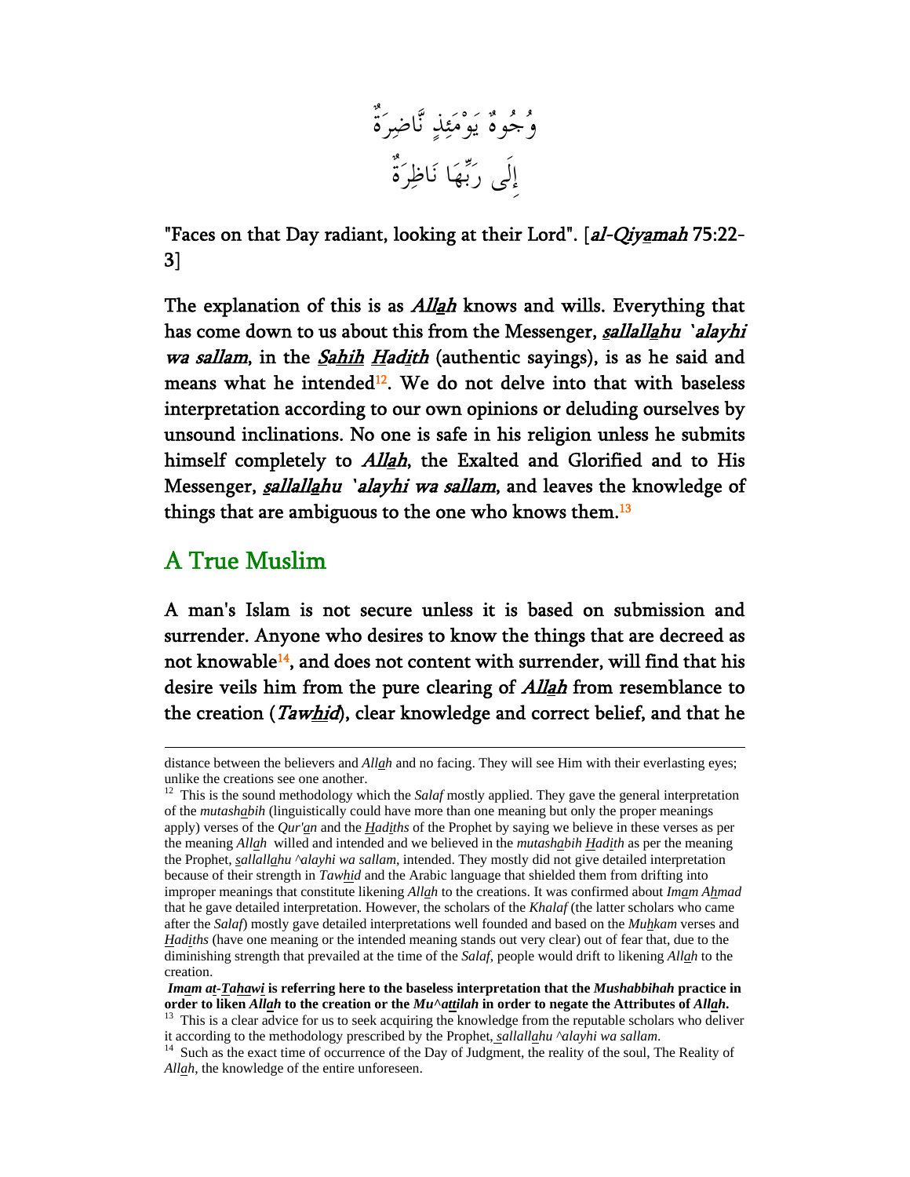وُجُوهٌ يَوْمَئِذٍ نَّاضِرَةٌ
إِلَى رَبِّهَا نَاظِرَةٌ

"Faces on that Day radiant, looking at their Lord". [*al-Qiyamah* 75:22-3]

The explanation of this is as *Allah* knows and wills. Everything that has come down to us about this from the Messenger, *sallallahu `alayhi wa sallam*, in the *Sahih Hadith* (authentic sayings), is as he said and means what he intended[12]. We do not delve into that with baseless interpretation according to our own opinions or deluding ourselves by unsound inclinations. No one is safe in his religion unless he submits himself completely to *Allah*, the Exalted and Glorified and to His Messenger, *sallallahu `alayhi wa sallam*, and leaves the knowledge of things that are ambiguous to the one who knows them.[13]

## A True Muslim

A man's Islam is not secure unless it is based on submission and surrender. Anyone who desires to know the things that are decreed as not knowable[14], and does not content with surrender, will find that his desire veils him from the pure clearing of *Allah* from resemblance to the creation (*Tawhid*), clear knowledge and correct belief, and that he

---

distance between the believers and *Allah* and no facing. They will see Him with their everlasting eyes; unlike the creations see one another.

[12] This is the sound methodology which the *Salaf* mostly applied. They gave the general interpretation of the *mutashabih* (linguistically could have more than one meaning but only the proper meanings apply) verses of the *Qur'an* and the *Hadiths* of the Prophet by saying we believe in these verses as per the meaning *Allah* willed and intended and we believed in the *mutashabih Hadith* as per the meaning the Prophet, *sallallahu ^alayhi wa sallam*, intended. They mostly did not give detailed interpretation because of their strength in *Tawhid* and the Arabic language that shielded them from drifting into improper meanings that constitute likening *Allah* to the creations. It was confirmed about *Imam Ahmad* that he gave detailed interpretation. However, the scholars of the *Khalaf* (the latter scholars who came after the *Salaf*) mostly gave detailed interpretations well founded and based on the *Muhkam* verses and *Hadiths* (have one meaning or the intended meaning stands out very clear) out of fear that, due to the diminishing strength that prevailed at the time of the *Salaf*, people would drift to likening *Allah* to the creation.

***Imam at-Tahawi* is referring here to the baseless interpretation that the *Mushabbihah* practice in order to liken *Allah* to the creation or the *Mu^attilah* in order to negate the Attributes of *Allah*.**

[13] This is a clear advice for us to seek acquiring the knowledge from the reputable scholars who deliver it according to the methodology prescribed by the Prophet, *sallallahu ^alayhi wa sallam*.

[14] Such as the exact time of occurrence of the Day of Judgment, the reality of the soul, The Reality of *Allah*, the knowledge of the entire unforeseen.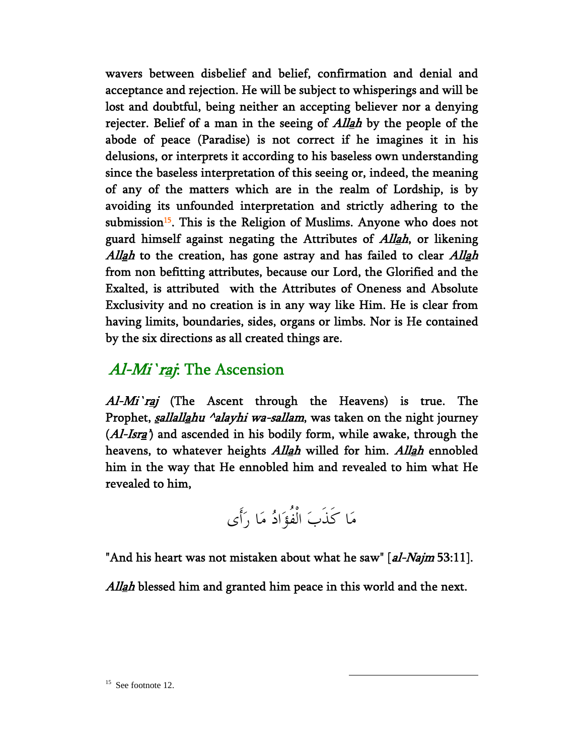wavers between disbelief and belief, confirmation and denial and acceptance and rejection. He will be subject to whisperings and will be lost and doubtful, being neither an accepting believer nor a denying rejecter. Belief of a man in the seeing of *Allah* by the people of the abode of peace (Paradise) is not correct if he imagines it in his delusions, or interprets it according to his baseless own understanding since the baseless interpretation of this seeing or, indeed, the meaning of any of the matters which are in the realm of Lordship, is by avoiding its unfounded interpretation and strictly adhering to the submission[15]. This is the Religion of Muslims. Anyone who does not guard himself against negating the Attributes of *Allah*, or likening *Allah* to the creation, has gone astray and has failed to clear *Allah* from non befitting attributes, because our Lord, the Glorified and the Exalted, is attributed with the Attributes of Oneness and Absolute Exclusivity and no creation is in any way like Him. He is clear from having limits, boundaries, sides, organs or limbs. Nor is He contained by the six directions as all created things are.

## *Al-Mi`raj*: The Ascension

*Al-Mi`raj* (The Ascent through the Heavens) is true. The Prophet, *sallallahu ^alayhi wa-sallam*, was taken on the night journey (*Al-Isra'*) and ascended in his bodily form, while awake, through the heavens, to whatever heights *Allah* willed for him. *Allah* ennobled him in the way that He ennobled him and revealed to him what He revealed to him,

مَا كَذَبَ الْفُؤَادُ مَا رَأَى

"And his heart was not mistaken about what he saw" [*al-Najm* 53:11].

*Allah* blessed him and granted him peace in this world and the next.

---

[15] See footnote 12.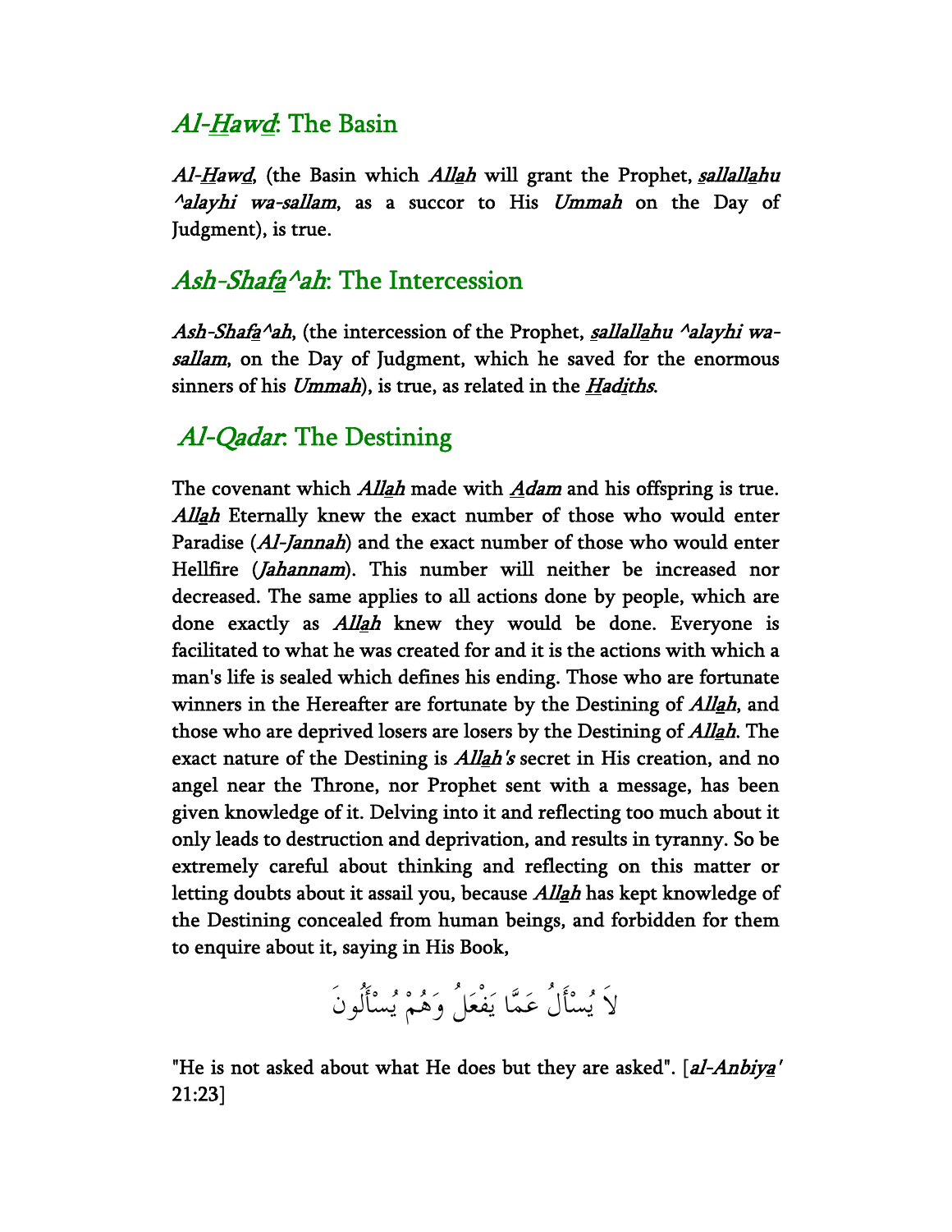## *Al-Hawd*: The Basin

*Al-Hawd*, (the Basin which *Allah* will grant the Prophet, *sallallahu ^alayhi wa-sallam*, as a succor to His *Ummah* on the Day of Judgment), is true.

## *Ash-Shafa^ah*: The Intercession

*Ash-Shafa^ah*, (the intercession of the Prophet, *sallallahu ^alayhi wa-sallam*, on the Day of Judgment, which he saved for the enormous sinners of his *Ummah*), is true, as related in the *Hadiths*.

## *Al-Qadar*: The Destining

The covenant which *Allah* made with *Adam* and his offspring is true. *Allah* Eternally knew the exact number of those who would enter Paradise (*Al-Jannah*) and the exact number of those who would enter Hellfire (*Jahannam*). This number will neither be increased nor decreased. The same applies to all actions done by people, which are done exactly as *Allah* knew they would be done. Everyone is facilitated to what he was created for and it is the actions with which a man's life is sealed which defines his ending. Those who are fortunate winners in the Hereafter are fortunate by the Destining of *Allah*, and those who are deprived losers are losers by the Destining of *Allah*. The exact nature of the Destining is *Allah's* secret in His creation, and no angel near the Throne, nor Prophet sent with a message, has been given knowledge of it. Delving into it and reflecting too much about it only leads to destruction and deprivation, and results in tyranny. So be extremely careful about thinking and reflecting on this matter or letting doubts about it assail you, because *Allah* has kept knowledge of the Destining concealed from human beings, and forbidden for them to enquire about it, saying in His Book,

لاَ يُسْأَلُ عَمَّا يَفْعَلُ وَهُمْ يُسْأَلُونَ

"He is not asked about what He does but they are asked". [*al-Anbiya'* 21:23]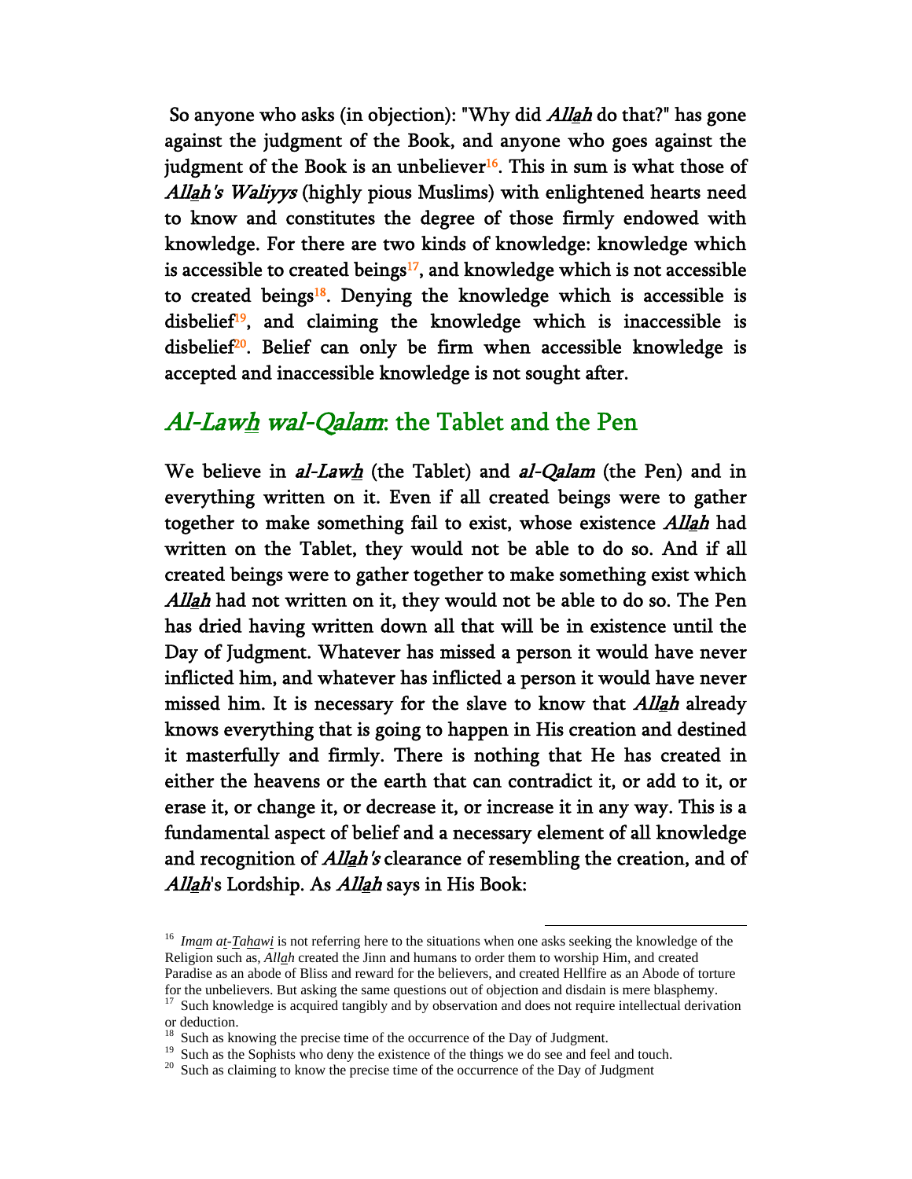So anyone who asks (in objection): "Why did *Allah* do that?" has gone against the judgment of the Book, and anyone who goes against the judgment of the Book is an unbeliever[16]. This in sum is what those of *Allah's Waliyys* (highly pious Muslims) with enlightened hearts need to know and constitutes the degree of those firmly endowed with knowledge. For there are two kinds of knowledge: knowledge which is accessible to created beings[17], and knowledge which is not accessible to created beings[18]. Denying the knowledge which is accessible is disbelief[19], and claiming the knowledge which is inaccessible is disbelief[20]. Belief can only be firm when accessible knowledge is accepted and inaccessible knowledge is not sought after.

## *Al-Lawh wal-Qalam*: the Tablet and the Pen

We believe in *al-Lawh* (the Tablet) and *al-Qalam* (the Pen) and in everything written on it. Even if all created beings were to gather together to make something fail to exist, whose existence *Allah* had written on the Tablet, they would not be able to do so. And if all created beings were to gather together to make something exist which *Allah* had not written on it, they would not be able to do so. The Pen has dried having written down all that will be in existence until the Day of Judgment. Whatever has missed a person it would have never inflicted him, and whatever has inflicted a person it would have never missed him. It is necessary for the slave to know that *Allah* already knows everything that is going to happen in His creation and destined it masterfully and firmly. There is nothing that He has created in either the heavens or the earth that can contradict it, or add to it, or erase it, or change it, or decrease it, or increase it in any way. This is a fundamental aspect of belief and a necessary element of all knowledge and recognition of *Allah's* clearance of resembling the creation, and of *Allah*'s Lordship. As *Allah* says in His Book:

---

[16] *Imam at-Tahawi* is not referring here to the situations when one asks seeking the knowledge of the Religion such as, *Allah* created the Jinn and humans to order them to worship Him, and created Paradise as an abode of Bliss and reward for the believers, and created Hellfire as an Abode of torture for the unbelievers. But asking the same questions out of objection and disdain is mere blasphemy.

[17] Such knowledge is acquired tangibly and by observation and does not require intellectual derivation or deduction.

[18] Such as knowing the precise time of the occurrence of the Day of Judgment.

[19] Such as the Sophists who deny the existence of the things we do see and feel and touch.

[20] Such as claiming to know the precise time of the occurrence of the Day of Judgment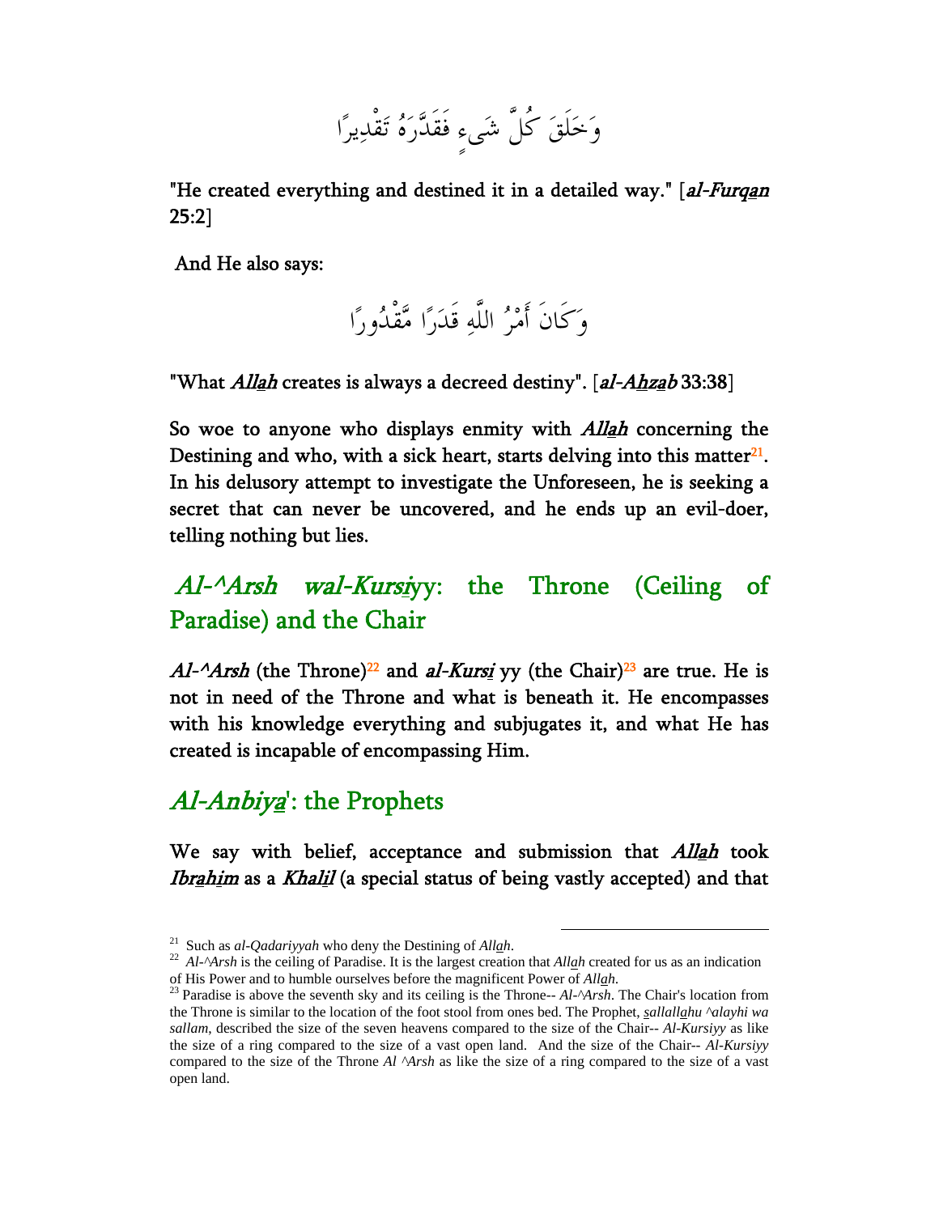وَخَلَقَ كُلَّ شَىءٍ فَقَدَّرَهُ تَقْدِيرًا

"He created everything and destined it in a detailed way." [*al-Furqan* 25:2]

And He also says:

وَكَانَ أَمْرُ اللَّهِ قَدَرًا مَّقْدُورًا

"What *Allah* creates is always a decreed destiny". [*al-Ahzab* 33:38]

So woe to anyone who displays enmity with *Allah* concerning the Destining and who, with a sick heart, starts delving into this matter[21]. In his delusory attempt to investigate the Unforeseen, he is seeking a secret that can never be uncovered, and he ends up an evil-doer, telling nothing but lies.

## *Al-^Arsh wal-Kursi*yy: the Throne (Ceiling of Paradise) and the Chair

***Al-^Arsh*** (the Throne)[22] and ***al-Kursi*** yy (the Chair)[23] are true. He is not in need of the Throne and what is beneath it. He encompasses with his knowledge everything and subjugates it, and what He has created is incapable of encompassing Him.

## *Al-Anbiya*': the Prophets

We say with belief, acceptance and submission that *Allah* took *Ibrahim* as a *Khalil* (a special status of being vastly accepted) and that

---

[21] Such as *al-Qadariyyah* who deny the Destining of *Allah*.

[22] *Al-^Arsh* is the ceiling of Paradise. It is the largest creation that *Allah* created for us as an indication of His Power and to humble ourselves before the magnificent Power of *Allah*.

[23] Paradise is above the seventh sky and its ceiling is the Throne-- *Al-^Arsh*. The Chair's location from the Throne is similar to the location of the foot stool from ones bed. The Prophet, *sallallahu ^alayhi wa sallam*, described the size of the seven heavens compared to the size of the Chair-- *Al-Kursiyy* as like the size of a ring compared to the size of a vast open land. And the size of the Chair-- *Al-Kursiyy* compared to the size of the Throne *Al ^Arsh* as like the size of a ring compared to the size of a vast open land.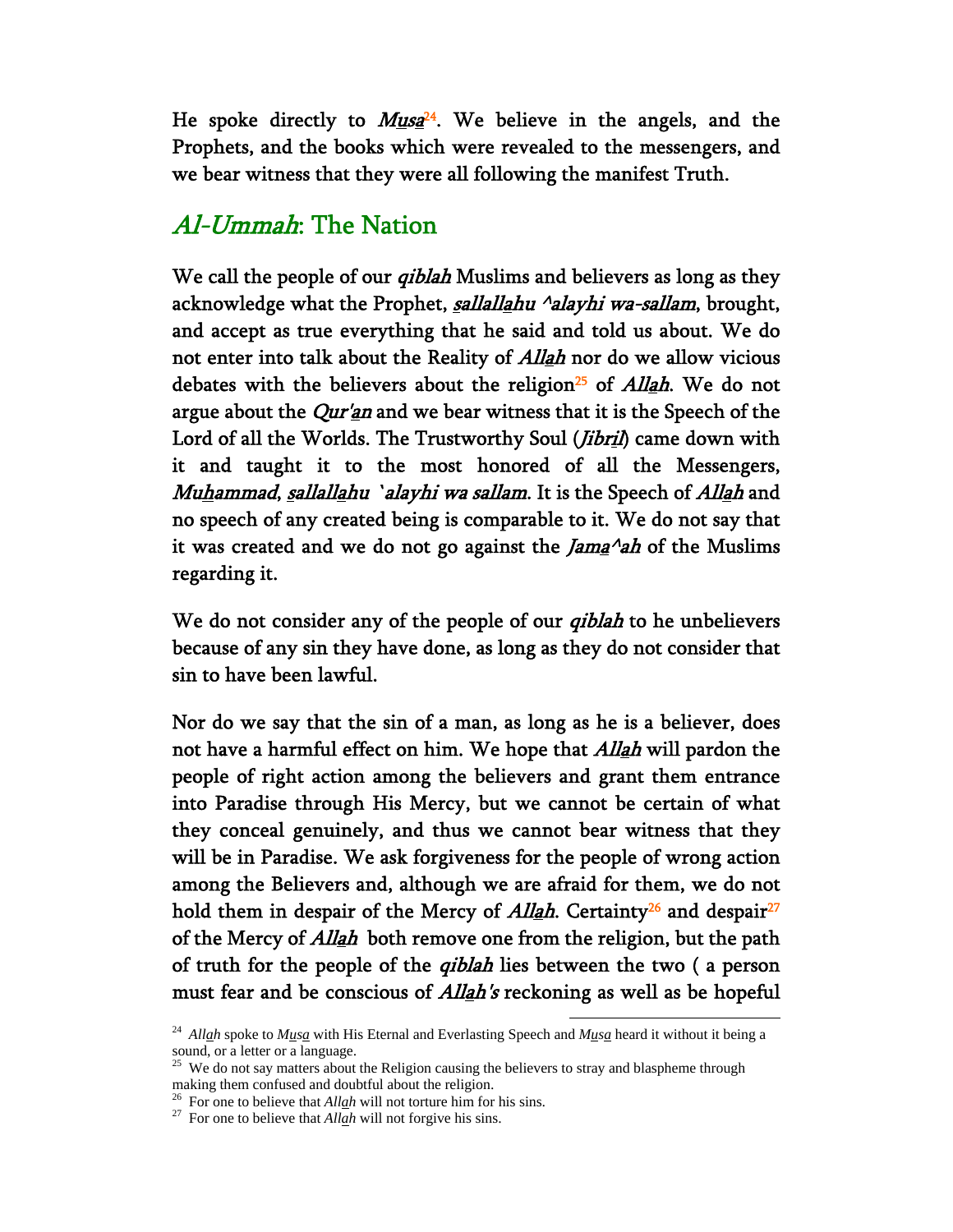He spoke directly to *Musa*[24]. We believe in the angels, and the Prophets, and the books which were revealed to the messengers, and we bear witness that they were all following the manifest Truth.

## *Al-Ummah*: The Nation

We call the people of our *qiblah* Muslims and believers as long as they acknowledge what the Prophet, *sallallahu ^alayhi wa-sallam*, brought, and accept as true everything that he said and told us about. We do not enter into talk about the Reality of *Allah* nor do we allow vicious debates with the believers about the religion[25] of *Allah*. We do not argue about the *Qur'an* and we bear witness that it is the Speech of the Lord of all the Worlds. The Trustworthy Soul (*Jibril*) came down with it and taught it to the most honored of all the Messengers, *Muhammad*, *sallallahu `alayhi wa sallam*. It is the Speech of *Allah* and no speech of any created being is comparable to it. We do not say that it was created and we do not go against the *Jama^ah* of the Muslims regarding it.

We do not consider any of the people of our *qiblah* to he unbelievers because of any sin they have done, as long as they do not consider that sin to have been lawful.

Nor do we say that the sin of a man, as long as he is a believer, does not have a harmful effect on him. We hope that *Allah* will pardon the people of right action among the believers and grant them entrance into Paradise through His Mercy, but we cannot be certain of what they conceal genuinely, and thus we cannot bear witness that they will be in Paradise. We ask forgiveness for the people of wrong action among the Believers and, although we are afraid for them, we do not hold them in despair of the Mercy of *Allah*. Certainty[26] and despair[27] of the Mercy of *Allah* both remove one from the religion, but the path of truth for the people of the *qiblah* lies between the two ( a person must fear and be conscious of *Allah's* reckoning as well as be hopeful

---

[24] *Allah* spoke to *Musa* with His Eternal and Everlasting Speech and *Musa* heard it without it being a sound, or a letter or a language.

[25] We do not say matters about the Religion causing the believers to stray and blaspheme through making them confused and doubtful about the religion.

[26] For one to believe that *Allah* will not torture him for his sins.

[27] For one to believe that *Allah* will not forgive his sins.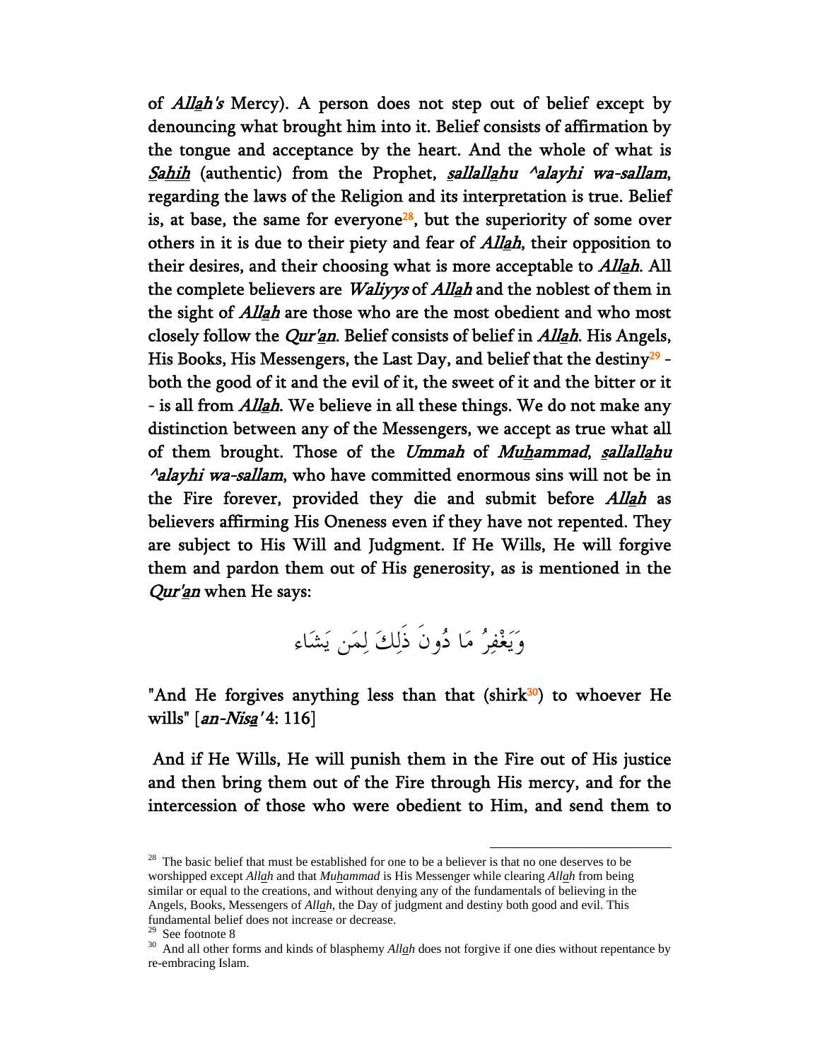of *Allah's* Mercy). A person does not step out of belief except by denouncing what brought him into it. Belief consists of affirmation by the tongue and acceptance by the heart. And the whole of what is *Sahih* (authentic) from the Prophet, *sallallahu ^alayhi wa-sallam*, regarding the laws of the Religion and its interpretation is true. Belief is, at base, the same for everyone[28], but the superiority of some over others in it is due to their piety and fear of *Allah*, their opposition to their desires, and their choosing what is more acceptable to *Allah*. All the complete believers are *Waliyys* of *Allah* and the noblest of them in the sight of *Allah* are those who are the most obedient and who most closely follow the *Qur'an*. Belief consists of belief in *Allah*. His Angels, His Books, His Messengers, the Last Day, and belief that the destiny[29] - both the good of it and the evil of it, the sweet of it and the bitter or it - is all from *Allah*. We believe in all these things. We do not make any distinction between any of the Messengers, we accept as true what all of them brought. Those of the *Ummah* of *Muhammad*, *sallallahu ^alayhi wa-sallam*, who have committed enormous sins will not be in the Fire forever, provided they die and submit before *Allah* as believers affirming His Oneness even if they have not repented. They are subject to His Will and Judgment. If He Wills, He will forgive them and pardon them out of His generosity, as is mentioned in the *Qur'an* when He says:

وَيَغْفِرُ مَا دُونَ ذَلِكَ لِمَن يَشَاء

"And He forgives anything less than that (shirk[30]) to whoever He wills" [*an-Nisa'* 4: 116]

And if He Wills, He will punish them in the Fire out of His justice and then bring them out of the Fire through His mercy, and for the intercession of those who were obedient to Him, and send them to

---

[28] The basic belief that must be established for one to be a believer is that no one deserves to be worshipped except *Allah* and that *Muhammad* is His Messenger while clearing *Allah* from being similar or equal to the creations, and without denying any of the fundamentals of believing in the Angels, Books, Messengers of *Allah*, the Day of judgment and destiny both good and evil. This fundamental belief does not increase or decrease.

[29] See footnote 8

[30] And all other forms and kinds of blasphemy *Allah* does not forgive if one dies without repentance by re-embracing Islam.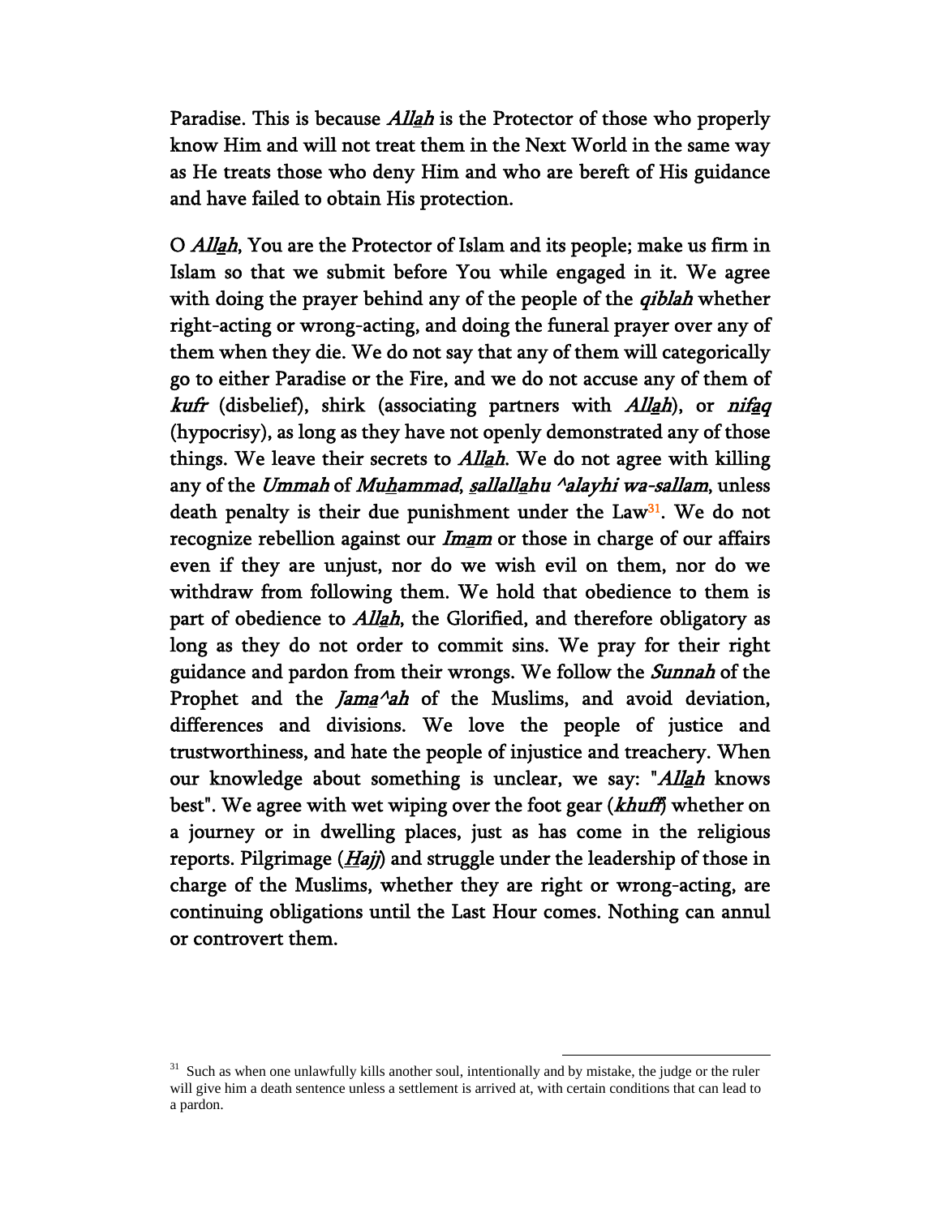Paradise. This is because *Allah* is the Protector of those who properly know Him and will not treat them in the Next World in the same way as He treats those who deny Him and who are bereft of His guidance and have failed to obtain His protection.

O *Allah*, You are the Protector of Islam and its people; make us firm in Islam so that we submit before You while engaged in it. We agree with doing the prayer behind any of the people of the *qiblah* whether right-acting or wrong-acting, and doing the funeral prayer over any of them when they die. We do not say that any of them will categorically go to either Paradise or the Fire, and we do not accuse any of them of *kufr* (disbelief), shirk (associating partners with *Allah*), or *nifaq* (hypocrisy), as long as they have not openly demonstrated any of those things. We leave their secrets to *Allah*. We do not agree with killing any of the *Ummah* of *Muhammad*, *sallallahu ^alayhi wa-sallam*, unless death penalty is their due punishment under the Law[31]. We do not recognize rebellion against our *Imam* or those in charge of our affairs even if they are unjust, nor do we wish evil on them, nor do we withdraw from following them. We hold that obedience to them is part of obedience to *Allah*, the Glorified, and therefore obligatory as long as they do not order to commit sins. We pray for their right guidance and pardon from their wrongs. We follow the *Sunnah* of the Prophet and the *Jama^ah* of the Muslims, and avoid deviation, differences and divisions. We love the people of justice and trustworthiness, and hate the people of injustice and treachery. When our knowledge about something is unclear, we say: "*Allah* knows best". We agree with wet wiping over the foot gear (*khuff*) whether on a journey or in dwelling places, just as has come in the religious reports. Pilgrimage (*Hajj*) and struggle under the leadership of those in charge of the Muslims, whether they are right or wrong-acting, are continuing obligations until the Last Hour comes. Nothing can annul or controvert them.

---

[31] Such as when one unlawfully kills another soul, intentionally and by mistake, the judge or the ruler will give him a death sentence unless a settlement is arrived at, with certain conditions that can lead to a pardon.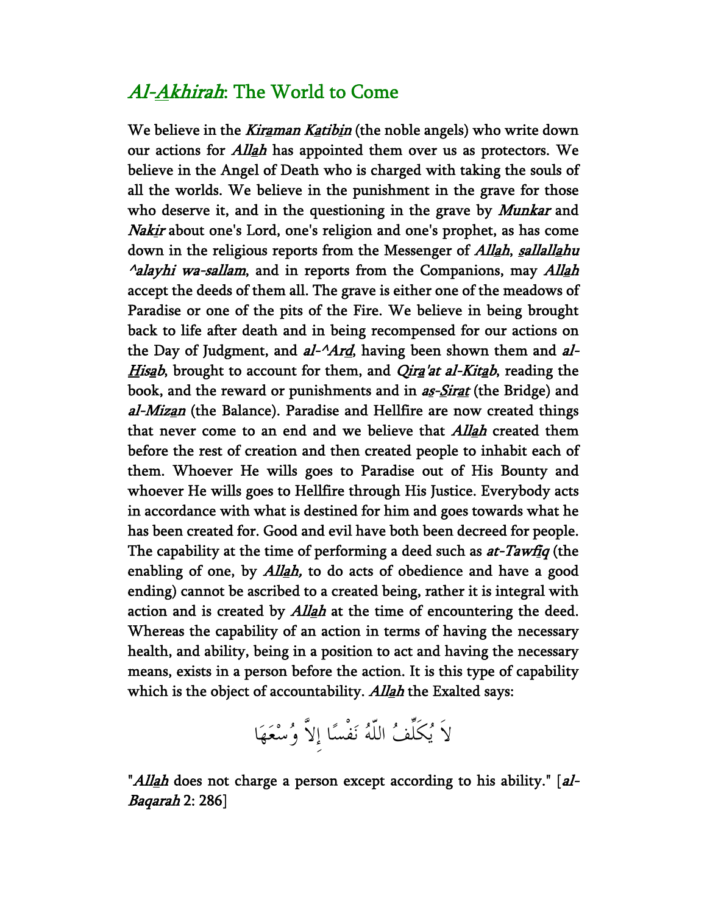## *Al-Akhirah*: The World to Come

We believe in the *Kiraman Katibin* (the noble angels) who write down our actions for *Allah* has appointed them over us as protectors. We believe in the Angel of Death who is charged with taking the souls of all the worlds. We believe in the punishment in the grave for those who deserve it, and in the questioning in the grave by *Munkar* and *Nakir* about one's Lord, one's religion and one's prophet, as has come down in the religious reports from the Messenger of *Allah*, *sallallahu ^alayhi wa-sallam*, and in reports from the Companions, may *Allah* accept the deeds of them all. The grave is either one of the meadows of Paradise or one of the pits of the Fire. We believe in being brought back to life after death and in being recompensed for our actions on the Day of Judgment, and *al-^Ard*, having been shown them and *al-Hisab*, brought to account for them, and *Qira'at al-Kitab*, reading the book, and the reward or punishments and in *as-Sirat* (the Bridge) and *al-Mizan* (the Balance). Paradise and Hellfire are now created things that never come to an end and we believe that *Allah* created them before the rest of creation and then created people to inhabit each of them. Whoever He wills goes to Paradise out of His Bounty and whoever He wills goes to Hellfire through His Justice. Everybody acts in accordance with what is destined for him and goes towards what he has been created for. Good and evil have both been decreed for people. The capability at the time of performing a deed such as *at-Tawfiq* (the enabling of one, by *Allah,* to do acts of obedience and have a good ending) cannot be ascribed to a created being, rather it is integral with action and is created by *Allah* at the time of encountering the deed. Whereas the capability of an action in terms of having the necessary health, and ability, being in a position to act and having the necessary means, exists in a person before the action. It is this type of capability which is the object of accountability. *Allah* the Exalted says:

لاَ يُكَلِّفُ اللّهُ نَفْسًا إِلاَّ وُسْعَهَا

"*Allah* does not charge a person except according to his ability." [*al-Baqarah* 2: 286]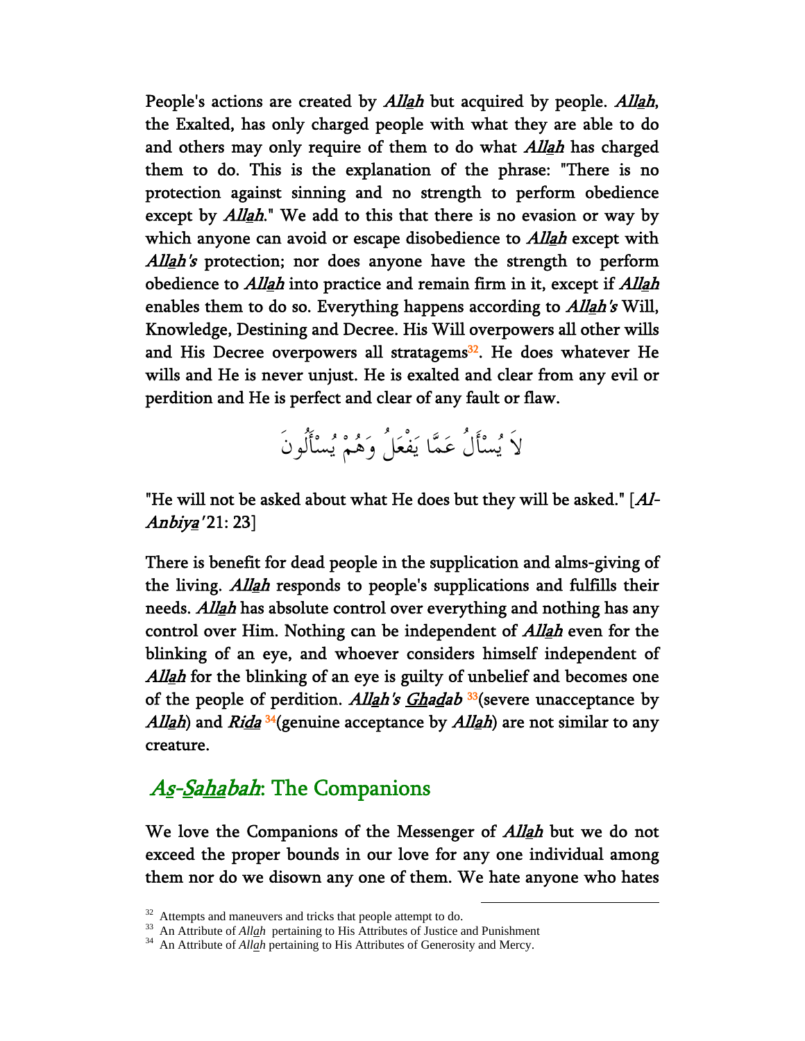People's actions are created by *Allah* but acquired by people. *Allah*, the Exalted, has only charged people with what they are able to do and others may only require of them to do what *Allah* has charged them to do. This is the explanation of the phrase: "There is no protection against sinning and no strength to perform obedience except by *Allah*." We add to this that there is no evasion or way by which anyone can avoid or escape disobedience to *Allah* except with *Allah's* protection; nor does anyone have the strength to perform obedience to *Allah* into practice and remain firm in it, except if *Allah* enables them to do so. Everything happens according to *Allah's* Will, Knowledge, Destining and Decree. His Will overpowers all other wills and His Decree overpowers all stratagems[32]. He does whatever He wills and He is never unjust. He is exalted and clear from any evil or perdition and He is perfect and clear of any fault or flaw.

لاَ يُسْأَلُ عَمَّا يَفْعَلُ وَهُمْ يُسْأَلُونَ

"He will not be asked about what He does but they will be asked." [*Al-Anbiya'* 21: 23]

There is benefit for dead people in the supplication and alms-giving of the living. *Allah* responds to people's supplications and fulfills their needs. *Allah* has absolute control over everything and nothing has any control over Him. Nothing can be independent of *Allah* even for the blinking of an eye, and whoever considers himself independent of *Allah* for the blinking of an eye is guilty of unbelief and becomes one of the people of perdition. *Allah's Ghadab* [33](severe unacceptance by *Allah*) and *Rida* [34](genuine acceptance by *Allah*) are not similar to any creature.

## *As-Sahabah*: The Companions

We love the Companions of the Messenger of *Allah* but we do not exceed the proper bounds in our love for any one individual among them nor do we disown any one of them. We hate anyone who hates

[32] Attempts and maneuvers and tricks that people attempt to do.
[33] An Attribute of *Allah* pertaining to His Attributes of Justice and Punishment
[34] An Attribute of *Allah* pertaining to His Attributes of Generosity and Mercy.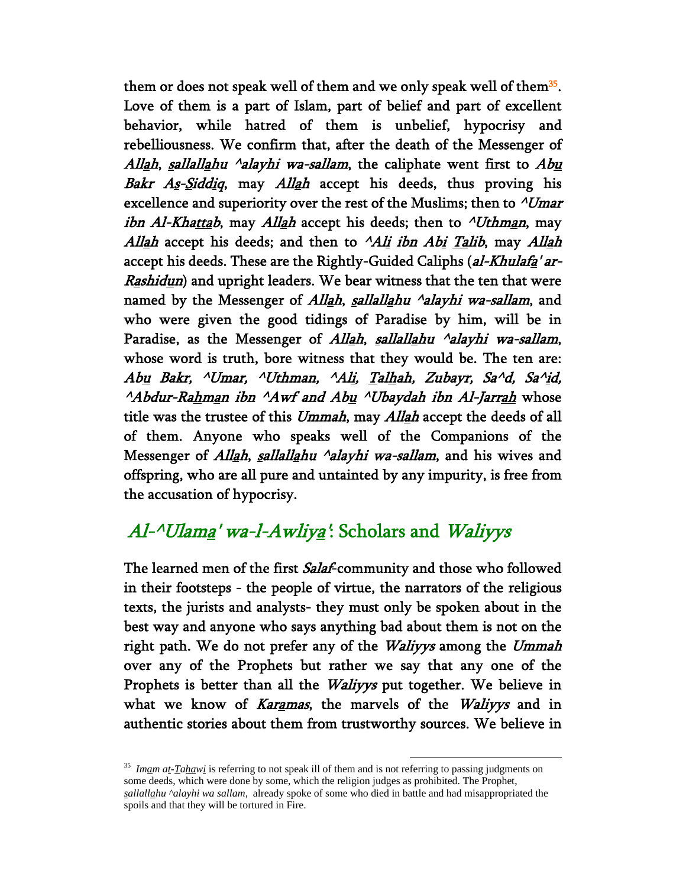them or does not speak well of them and we only speak well of them[35]. Love of them is a part of Islam, part of belief and part of excellent behavior, while hatred of them is unbelief, hypocrisy and rebelliousness. We confirm that, after the death of the Messenger of *Allah*, *sallallahu ^alayhi wa-sallam*, the caliphate went first to *Abu Bakr As-Siddiq*, may *Allah* accept his deeds, thus proving his excellence and superiority over the rest of the Muslims; then to *^Umar ibn Al-Khattab*, may *Allah* accept his deeds; then to *^Uthman*, may *Allah* accept his deeds; and then to *^Ali ibn Abi Talib*, may *Allah* accept his deeds. These are the Rightly-Guided Caliphs (*al-Khulafa' ar-Rashidun*) and upright leaders. We bear witness that the ten that were named by the Messenger of *Allah*, *sallallahu ^alayhi wa-sallam*, and who were given the good tidings of Paradise by him, will be in Paradise, as the Messenger of *Allah*, *sallallahu ^alayhi wa-sallam*, whose word is truth, bore witness that they would be. The ten are: *Abu Bakr, ^Umar, ^Uthman, ^Ali, Talhah, Zubayr, Sa^d, Sa^id, ^Abdur-Rahman ibn ^Awf and Abu ^Ubaydah ibn Al-Jarrah* whose title was the trustee of this *Ummah*, may *Allah* accept the deeds of all of them. Anyone who speaks well of the Companions of the Messenger of *Allah*, *sallallahu ^alayhi wa-sallam*, and his wives and offspring, who are all pure and untainted by any impurity, is free from the accusation of hypocrisy.

## *Al-^Ulama' wa-l-Awliya'*: Scholars and *Waliyys*

The learned men of the first *Salaf*-community and those who followed in their footsteps - the people of virtue, the narrators of the religious texts, the jurists and analysts- they must only be spoken about in the best way and anyone who says anything bad about them is not on the right path. We do not prefer any of the *Waliyys* among the *Ummah* over any of the Prophets but rather we say that any one of the Prophets is better than all the *Waliyys* put together. We believe in what we know of *Karamas*, the marvels of the *Waliyys* and in authentic stories about them from trustworthy sources. We believe in

---

[35] *Imam at-Tahawi* is referring to not speak ill of them and is not referring to passing judgments on some deeds, which were done by some, which the religion judges as prohibited. The Prophet, *sallallahu ^alayhi wa sallam*, already spoke of some who died in battle and had misappropriated the spoils and that they will be tortured in Fire.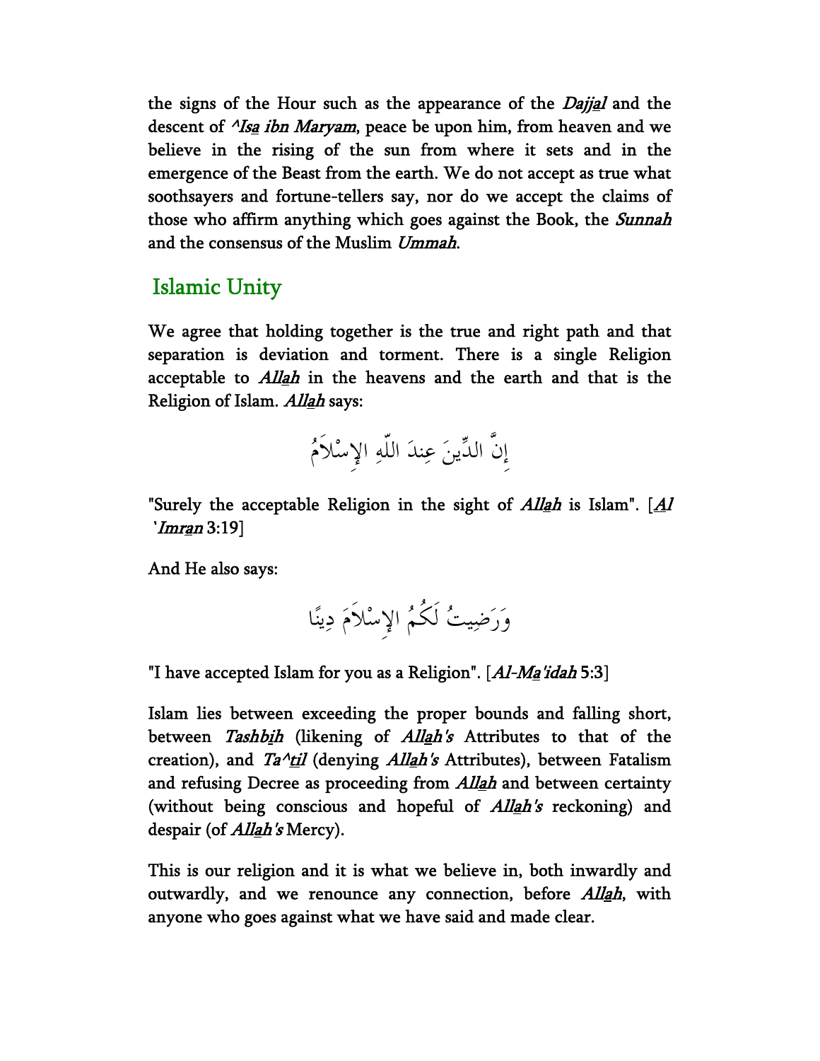the signs of the Hour such as the appearance of the *Dajjal* and the descent of *^Isa ibn Maryam*, peace be upon him, from heaven and we believe in the rising of the sun from where it sets and in the emergence of the Beast from the earth. We do not accept as true what soothsayers and fortune-tellers say, nor do we accept the claims of those who affirm anything which goes against the Book, the *Sunnah* and the consensus of the Muslim *Ummah*.

## Islamic Unity

We agree that holding together is the true and right path and that separation is deviation and torment. There is a single Religion acceptable to *Allah* in the heavens and the earth and that is the Religion of Islam. *Allah* says:

إِنَّ الدِّينَ عِندَ اللّهِ الإِسْلاَمُ

"Surely the acceptable Religion in the sight of *Allah* is Islam". [*Al `Imran* 3:19]

And He also says:

وَرَضِيتُ لَكُمُ الإِسْلاَمَ دِينًا

"I have accepted Islam for you as a Religion". [*Al-Ma'idah* 5:3]

Islam lies between exceeding the proper bounds and falling short, between *Tashbih* (likening of *Allah's* Attributes to that of the creation), and *Ta^til* (denying *Allah's* Attributes), between Fatalism and refusing Decree as proceeding from *Allah* and between certainty (without being conscious and hopeful of *Allah's* reckoning) and despair (of *Allah's* Mercy).

This is our religion and it is what we believe in, both inwardly and outwardly, and we renounce any connection, before *Allah*, with anyone who goes against what we have said and made clear.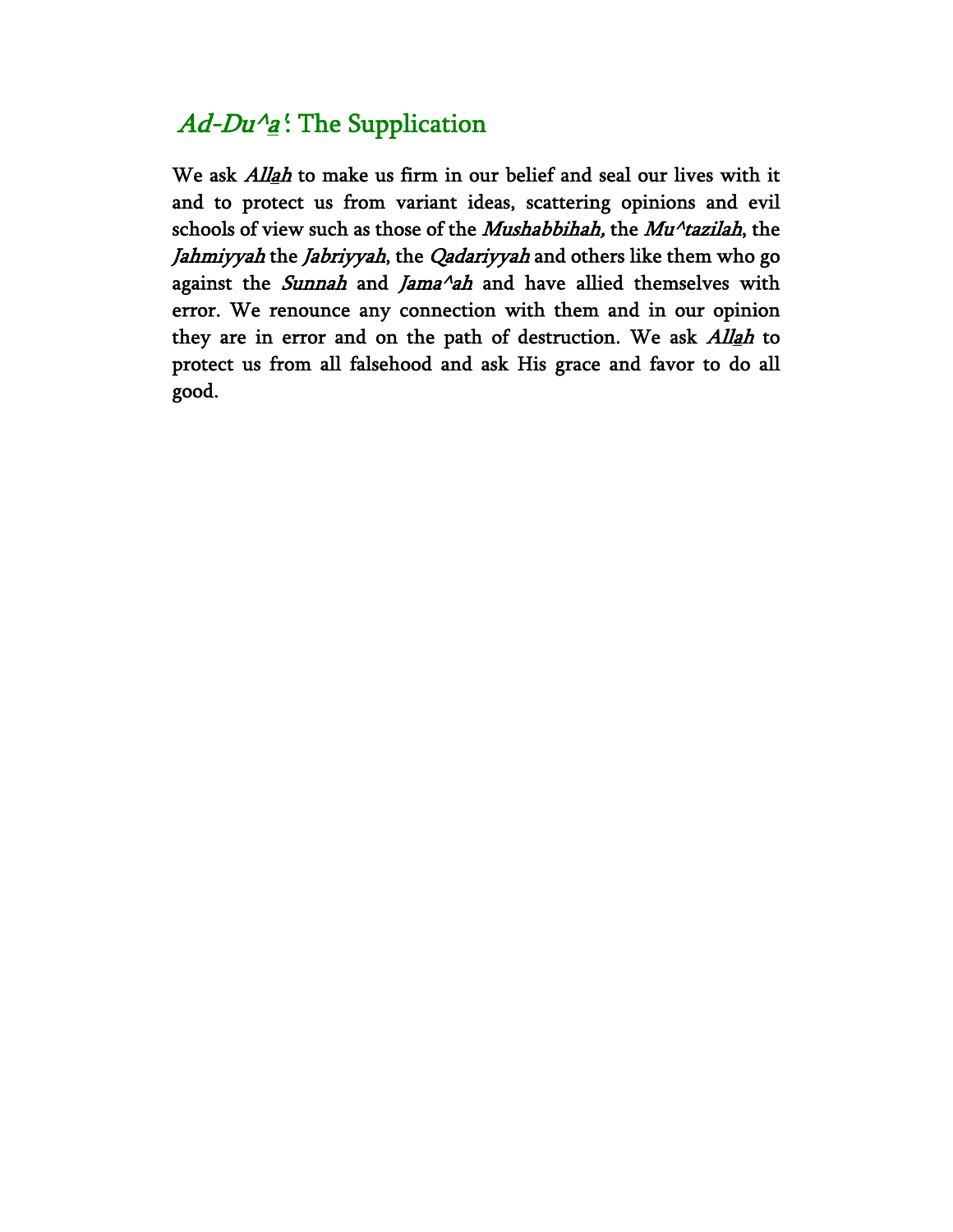## *Ad-Du^a'*: The Supplication

We ask *Allah* to make us firm in our belief and seal our lives with it and to protect us from variant ideas, scattering opinions and evil schools of view such as those of the *Mushabbihah,* the *Mu^tazilah*, the *Jahmiyyah* the *Jabriyyah*, the *Qadariyyah* and others like them who go against the *Sunnah* and *Jama^ah* and have allied themselves with error. We renounce any connection with them and in our opinion they are in error and on the path of destruction. We ask *Allah* to protect us from all falsehood and ask His grace and favor to do all good.